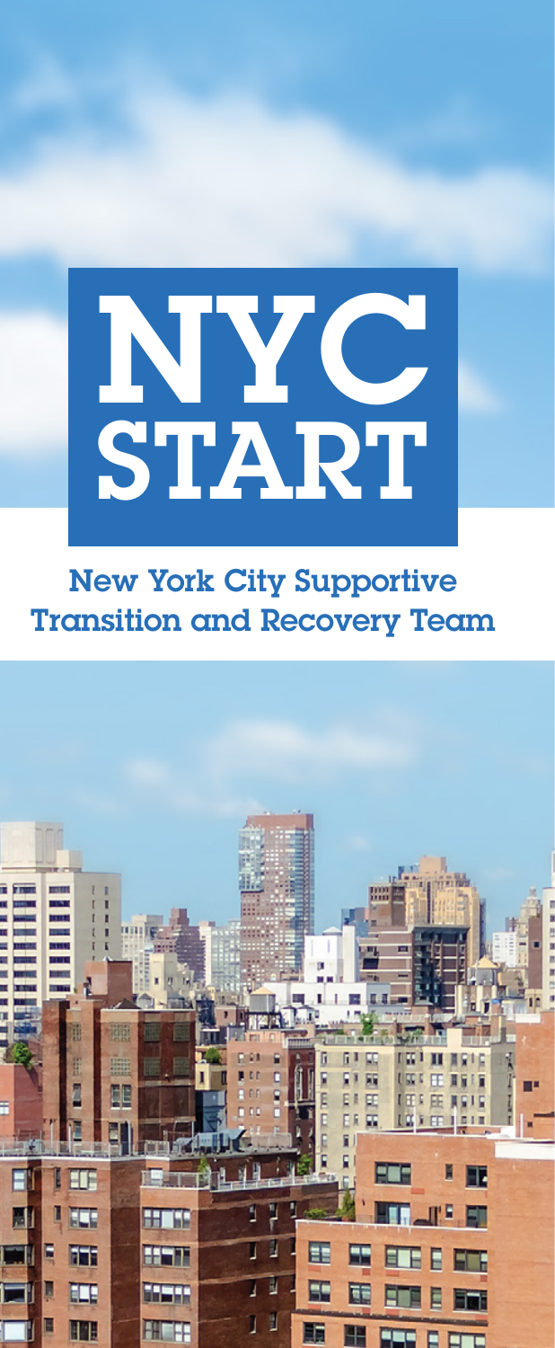# NYC START

## New York City Supportive Transition and Recovery Team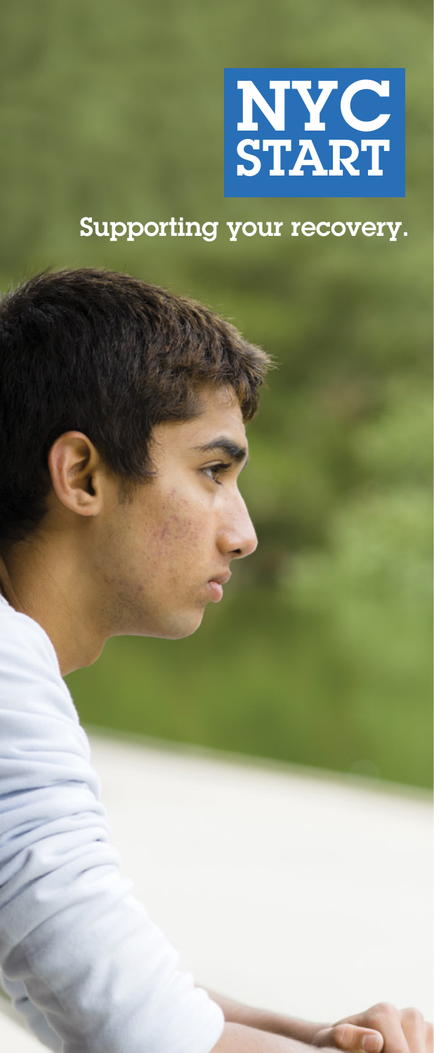# NYC START

Supporting your recovery.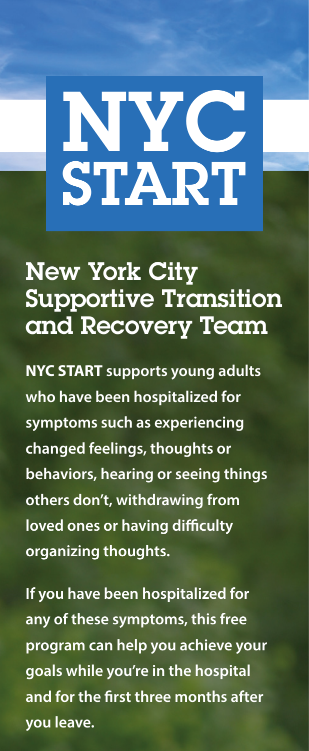# NYC START

## New York City Supportive Transition and Recovery Team

**NYC START supports young adults who have been hospitalized for symptoms such as experiencing changed feelings, thoughts or behaviors, hearing or seeing things others don't, withdrawing from loved ones or having difficulty organizing thoughts.**

**If you have been hospitalized for any of these symptoms, this free program can help you achieve your goals while you're in the hospital and for the first three months after you leave.**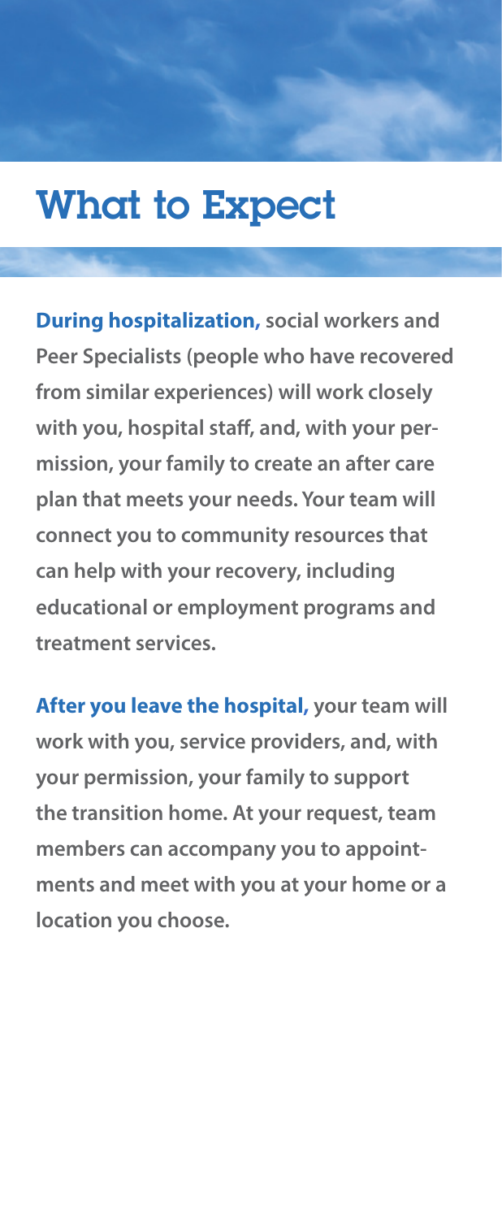# What to Expect

**During hospitalization,** social workers and Peer Specialists (people who have recovered from similar experiences) will work closely with you, hospital staff, and, with your permission, your family to create an after care plan that meets your needs. Your team will connect you to community resources that can help with your recovery, including educational or employment programs and treatment services.

**After you leave the hospital,** your team will work with you, service providers, and, with your permission, your family to support the transition home. At your request, team members can accompany you to appointments and meet with you at your home or a location you choose.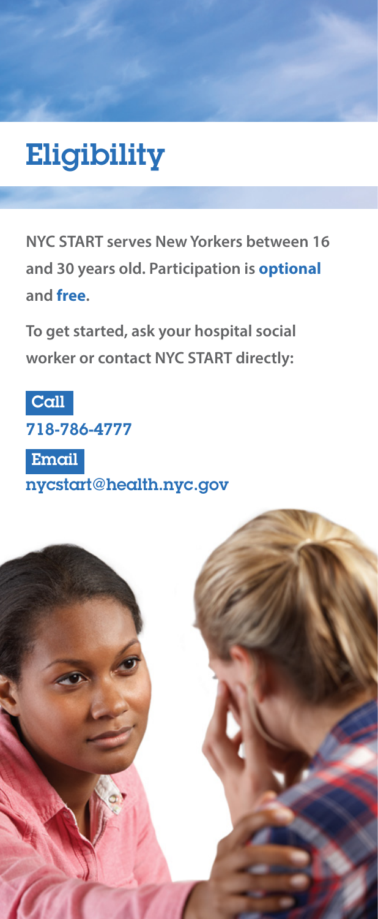# Eligibility

**NYC START serves New Yorkers between 16 and 30 years old. Participation is optional and free.**

**To get started, ask your hospital social worker or contact NYC START directly:**

Call

718-786-4777

Email

nycstart@health.nyc.gov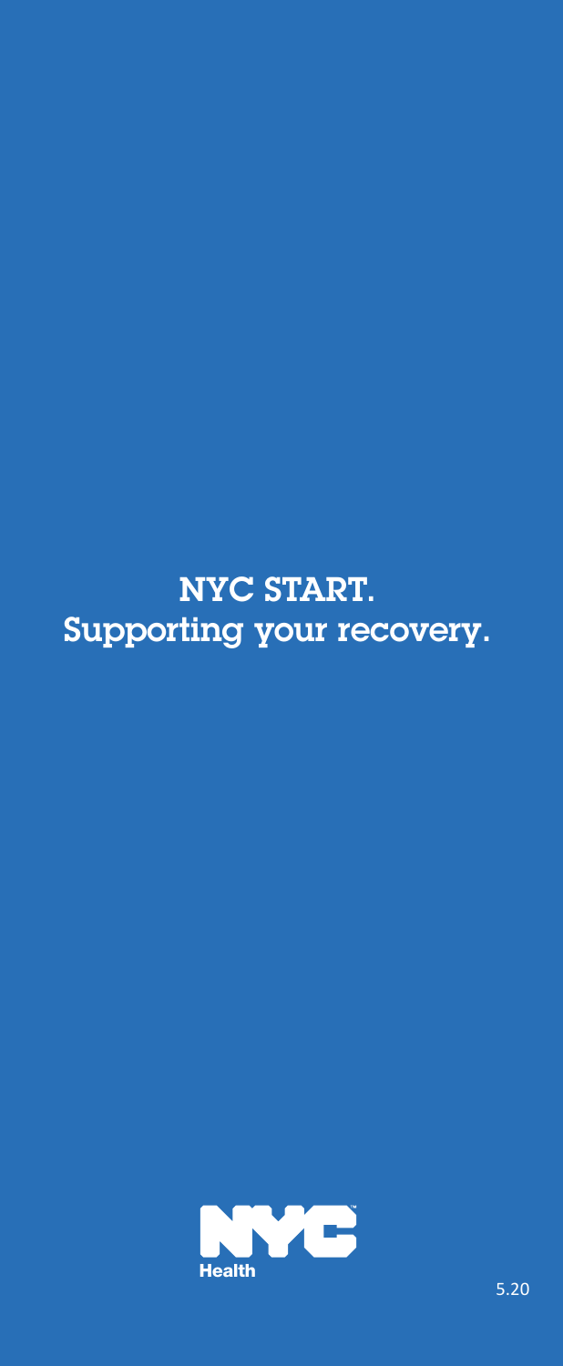NYC START.
Supporting your recovery.

NYC Health

5.20